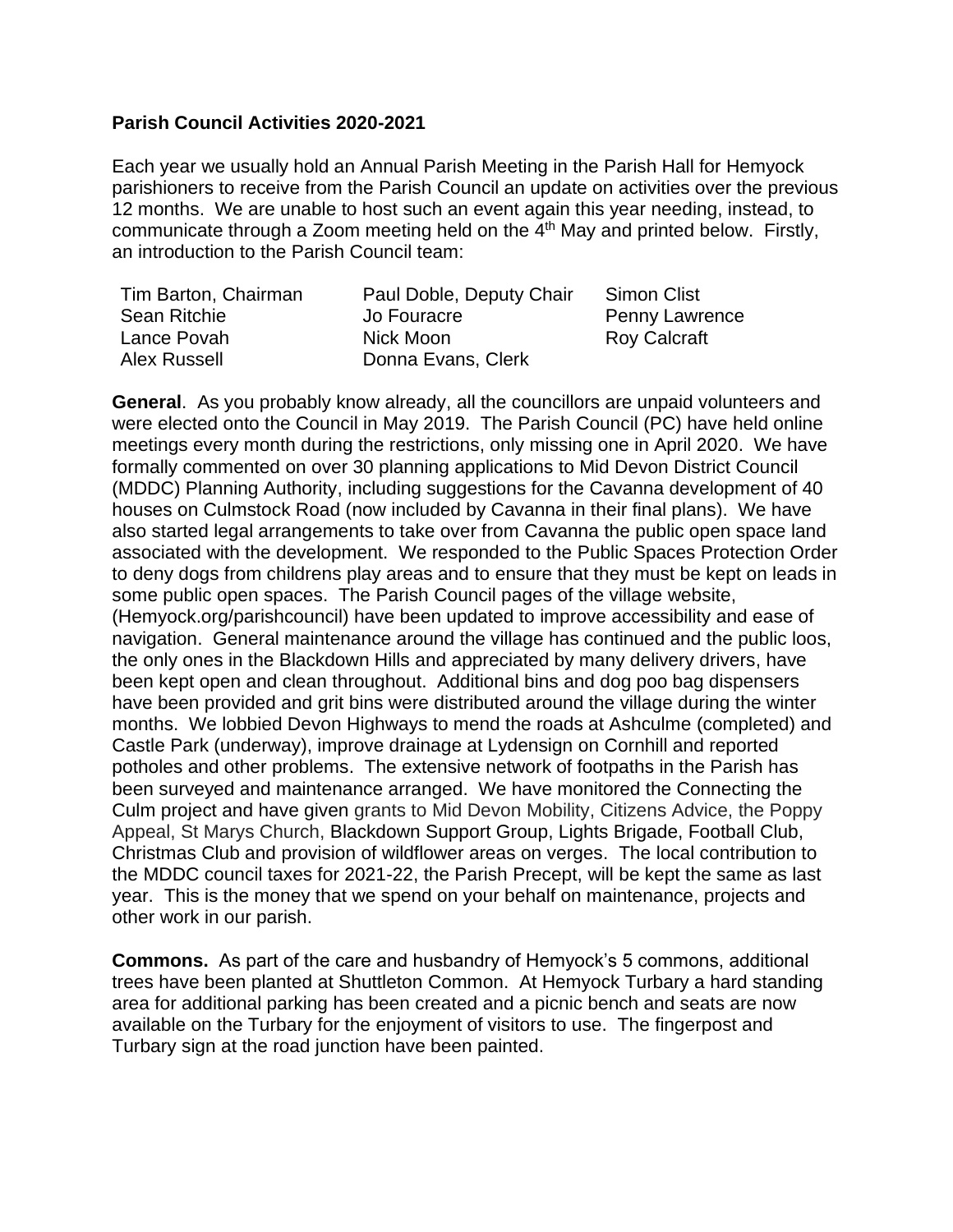**Parish Council Activities 2020-2021**

Each year we usually hold an Annual Parish Meeting in the Parish Hall for Hemyock parishioners to receive from the Parish Council an update on activities over the previous 12 months. We are unable to host such an event again this year needing, instead, to communicate through a Zoom meeting held on the 4th May and printed below. Firstly, an introduction to the Parish Council team:

| | | |
|---|---|---|
| Tim Barton, Chairman | Paul Doble, Deputy Chair | Simon Clist |
| Sean Ritchie | Jo Fouracre | Penny Lawrence |
| Lance Povah | Nick Moon | Roy Calcraft |
| Alex Russell | Donna Evans, Clerk | |

**General**. As you probably know already, all the councillors are unpaid volunteers and were elected onto the Council in May 2019. The Parish Council (PC) have held online meetings every month during the restrictions, only missing one in April 2020. We have formally commented on over 30 planning applications to Mid Devon District Council (MDDC) Planning Authority, including suggestions for the Cavanna development of 40 houses on Culmstock Road (now included by Cavanna in their final plans). We have also started legal arrangements to take over from Cavanna the public open space land associated with the development. We responded to the Public Spaces Protection Order to deny dogs from childrens play areas and to ensure that they must be kept on leads in some public open spaces. The Parish Council pages of the village website, (Hemyock.org/parishcouncil) have been updated to improve accessibility and ease of navigation. General maintenance around the village has continued and the public loos, the only ones in the Blackdown Hills and appreciated by many delivery drivers, have been kept open and clean throughout. Additional bins and dog poo bag dispensers have been provided and grit bins were distributed around the village during the winter months. We lobbied Devon Highways to mend the roads at Ashculme (completed) and Castle Park (underway), improve drainage at Lydensign on Cornhill and reported potholes and other problems. The extensive network of footpaths in the Parish has been surveyed and maintenance arranged. We have monitored the Connecting the Culm project and have given grants to Mid Devon Mobility, Citizens Advice, the Poppy Appeal, St Marys Church, Blackdown Support Group, Lights Brigade, Football Club, Christmas Club and provision of wildflower areas on verges. The local contribution to the MDDC council taxes for 2021-22, the Parish Precept, will be kept the same as last year. This is the money that we spend on your behalf on maintenance, projects and other work in our parish.

**Commons.** As part of the care and husbandry of Hemyock's 5 commons, additional trees have been planted at Shuttleton Common. At Hemyock Turbary a hard standing area for additional parking has been created and a picnic bench and seats are now available on the Turbary for the enjoyment of visitors to use. The fingerpost and Turbary sign at the road junction have been painted.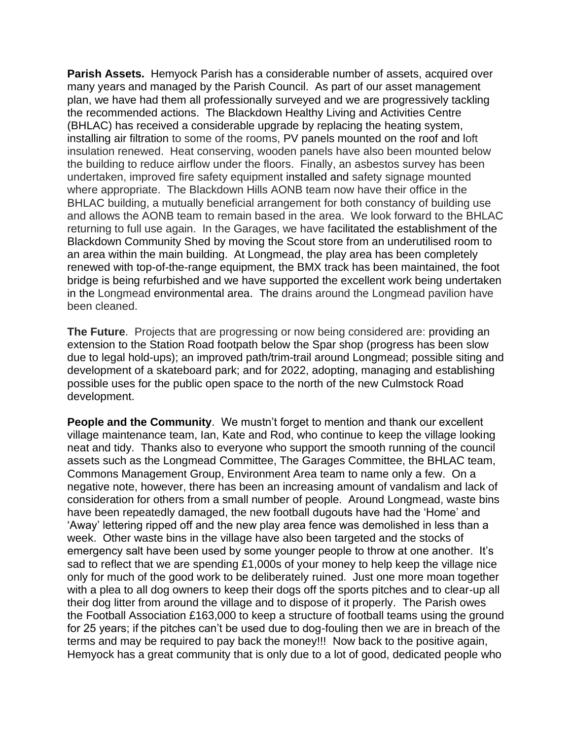**Parish Assets.** Hemyock Parish has a considerable number of assets, acquired over many years and managed by the Parish Council. As part of our asset management plan, we have had them all professionally surveyed and we are progressively tackling the recommended actions. The Blackdown Healthy Living and Activities Centre (BHLAC) has received a considerable upgrade by replacing the heating system, installing air filtration to some of the rooms, PV panels mounted on the roof and loft insulation renewed. Heat conserving, wooden panels have also been mounted below the building to reduce airflow under the floors. Finally, an asbestos survey has been undertaken, improved fire safety equipment installed and safety signage mounted where appropriate. The Blackdown Hills AONB team now have their office in the BHLAC building, a mutually beneficial arrangement for both constancy of building use and allows the AONB team to remain based in the area. We look forward to the BHLAC returning to full use again. In the Garages, we have facilitated the establishment of the Blackdown Community Shed by moving the Scout store from an underutilised room to an area within the main building. At Longmead, the play area has been completely renewed with top-of-the-range equipment, the BMX track has been maintained, the foot bridge is being refurbished and we have supported the excellent work being undertaken in the Longmead environmental area. The drains around the Longmead pavilion have been cleaned.

**The Future**. Projects that are progressing or now being considered are: providing an extension to the Station Road footpath below the Spar shop (progress has been slow due to legal hold-ups); an improved path/trim-trail around Longmead; possible siting and development of a skateboard park; and for 2022, adopting, managing and establishing possible uses for the public open space to the north of the new Culmstock Road development.

**People and the Community**. We mustn't forget to mention and thank our excellent village maintenance team, Ian, Kate and Rod, who continue to keep the village looking neat and tidy. Thanks also to everyone who support the smooth running of the council assets such as the Longmead Committee, The Garages Committee, the BHLAC team, Commons Management Group, Environment Area team to name only a few. On a negative note, however, there has been an increasing amount of vandalism and lack of consideration for others from a small number of people. Around Longmead, waste bins have been repeatedly damaged, the new football dugouts have had the 'Home' and 'Away' lettering ripped off and the new play area fence was demolished in less than a week. Other waste bins in the village have also been targeted and the stocks of emergency salt have been used by some younger people to throw at one another. It's sad to reflect that we are spending £1,000s of your money to help keep the village nice only for much of the good work to be deliberately ruined. Just one more moan together with a plea to all dog owners to keep their dogs off the sports pitches and to clear-up all their dog litter from around the village and to dispose of it properly. The Parish owes the Football Association £163,000 to keep a structure of football teams using the ground for 25 years; if the pitches can't be used due to dog-fouling then we are in breach of the terms and may be required to pay back the money!!! Now back to the positive again, Hemyock has a great community that is only due to a lot of good, dedicated people who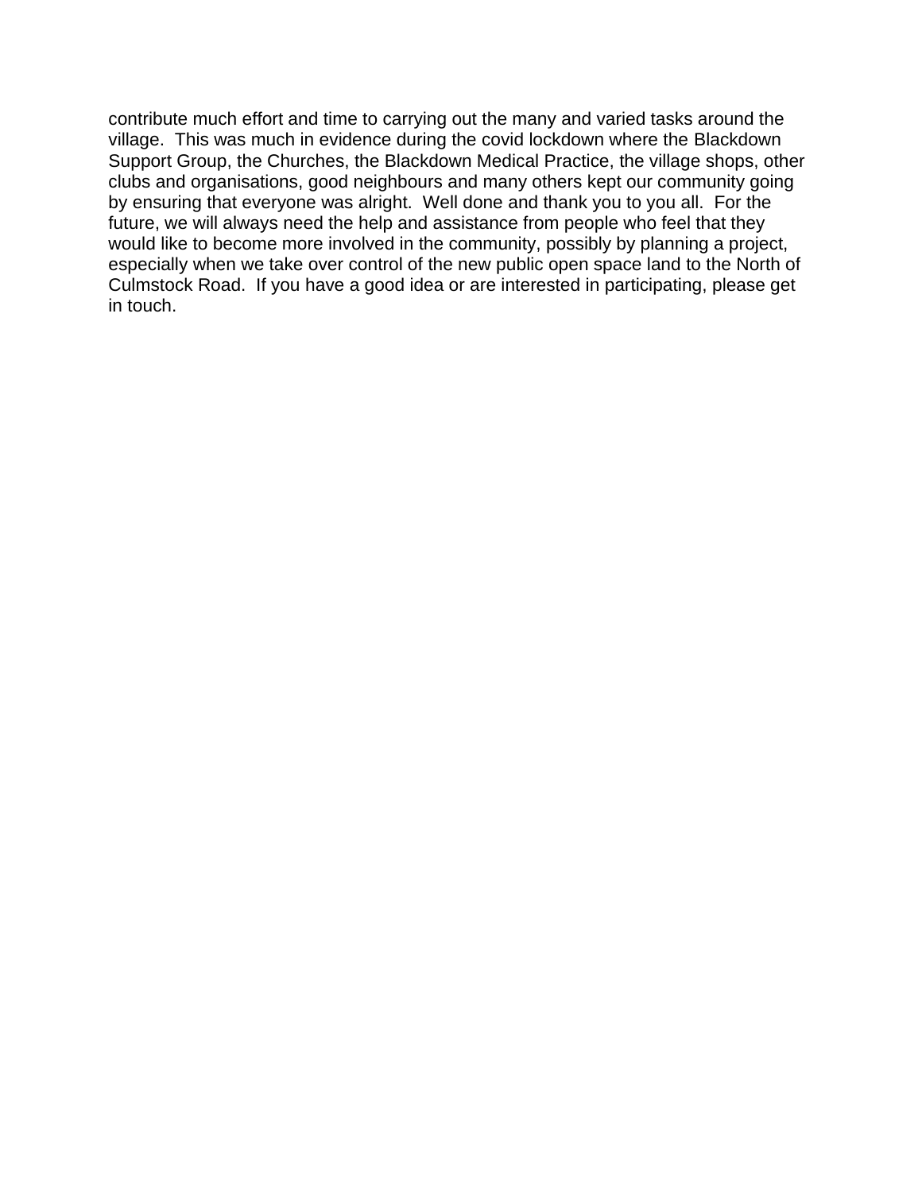contribute much effort and time to carrying out the many and varied tasks around the village.  This was much in evidence during the covid lockdown where the Blackdown Support Group, the Churches, the Blackdown Medical Practice, the village shops, other clubs and organisations, good neighbours and many others kept our community going by ensuring that everyone was alright.  Well done and thank you to you all.  For the future, we will always need the help and assistance from people who feel that they would like to become more involved in the community, possibly by planning a project, especially when we take over control of the new public open space land to the North of Culmstock Road.  If you have a good idea or are interested in participating, please get in touch.